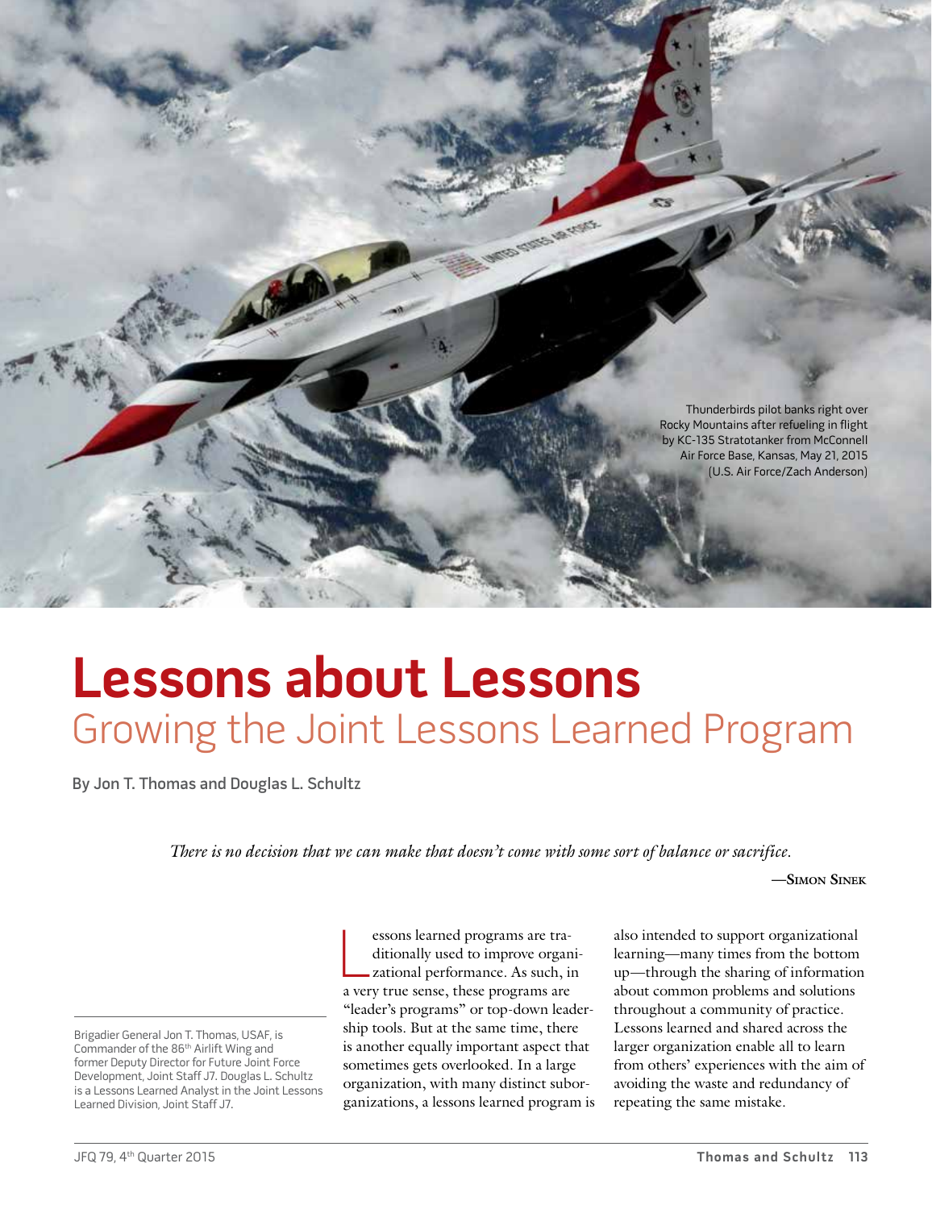Thunderbirds pilot banks right over Rocky Mountains after refueling in flight by KC-135 Stratotanker from McConnell Air Force Base, Kansas, May 21, 2015 (U.S. Air Force/Zach Anderson)

# Lessons about Lessons

## Growing the Joint Lessons Learned Program

**By Jon T. Thomas and Douglas L. Schultz**

*There is no decision that we can make that doesn't come with some sort of balance or sacrifice.*

—Simon Sinek

Brigadier General Jon T. Thomas, USAF, is Commander of the 86th Airlift Wing and former Deputy Director for Future Joint Force Development, Joint Staff J7. Douglas L. Schultz is a Lessons Learned Analyst in the Joint Lessons Learned Division, Joint Staff J7.

Lessons learned programs are traditionally used to improve organizational performance. As such, in a very true sense, these programs are "leader's programs" or top-down leadership tools. But at the same time, there is another equally important aspect that sometimes gets overlooked. In a large organization, with many distinct suborganizations, a lessons learned program is also intended to support organizational learning—many times from the bottom up—through the sharing of information about common problems and solutions throughout a community of practice. Lessons learned and shared across the larger organization enable all to learn from others' experiences with the aim of avoiding the waste and redundancy of repeating the same mistake.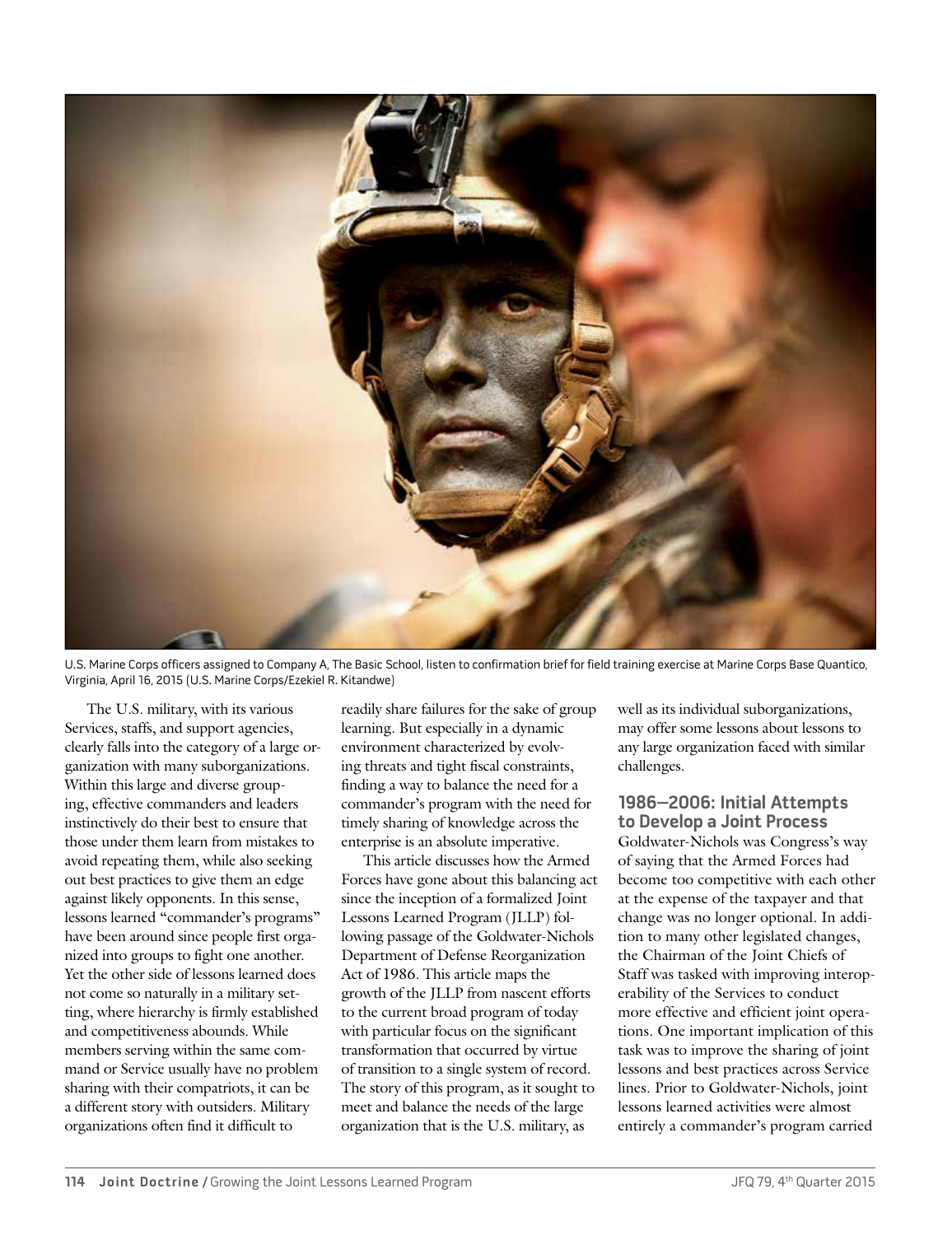U.S. Marine Corps officers assigned to Company A, The Basic School, listen to confirmation brief for field training exercise at Marine Corps Base Quantico, Virginia, April 16, 2015 (U.S. Marine Corps/Ezekiel R. Kitandwe)

The U.S. military, with its various Services, staffs, and support agencies, clearly falls into the category of a large organization with many suborganizations. Within this large and diverse grouping, effective commanders and leaders instinctively do their best to ensure that those under them learn from mistakes to avoid repeating them, while also seeking out best practices to give them an edge against likely opponents. In this sense, lessons learned "commander's programs" have been around since people first organized into groups to fight one another. Yet the other side of lessons learned does not come so naturally in a military setting, where hierarchy is firmly established and competitiveness abounds. While members serving within the same command or Service usually have no problem sharing with their compatriots, it can be a different story with outsiders. Military organizations often find it difficult to readily share failures for the sake of group learning. But especially in a dynamic environment characterized by evolving threats and tight fiscal constraints, finding a way to balance the need for a commander's program with the need for timely sharing of knowledge across the enterprise is an absolute imperative.

This article discusses how the Armed Forces have gone about this balancing act since the inception of a formalized Joint Lessons Learned Program (JLLP) following passage of the Goldwater-Nichols Department of Defense Reorganization Act of 1986. This article maps the growth of the JLLP from nascent efforts to the current broad program of today with particular focus on the significant transformation that occurred by virtue of transition to a single system of record. The story of this program, as it sought to meet and balance the needs of the large organization that is the U.S. military, as well as its individual suborganizations, may offer some lessons about lessons to any large organization faced with similar challenges.

## 1986–2006: Initial Attempts to Develop a Joint Process

Goldwater-Nichols was Congress's way of saying that the Armed Forces had become too competitive with each other at the expense of the taxpayer and that change was no longer optional. In addition to many other legislated changes, the Chairman of the Joint Chiefs of Staff was tasked with improving interoperability of the Services to conduct more effective and efficient joint operations. One important implication of this task was to improve the sharing of joint lessons and best practices across Service lines. Prior to Goldwater-Nichols, joint lessons learned activities were almost entirely a commander's program carried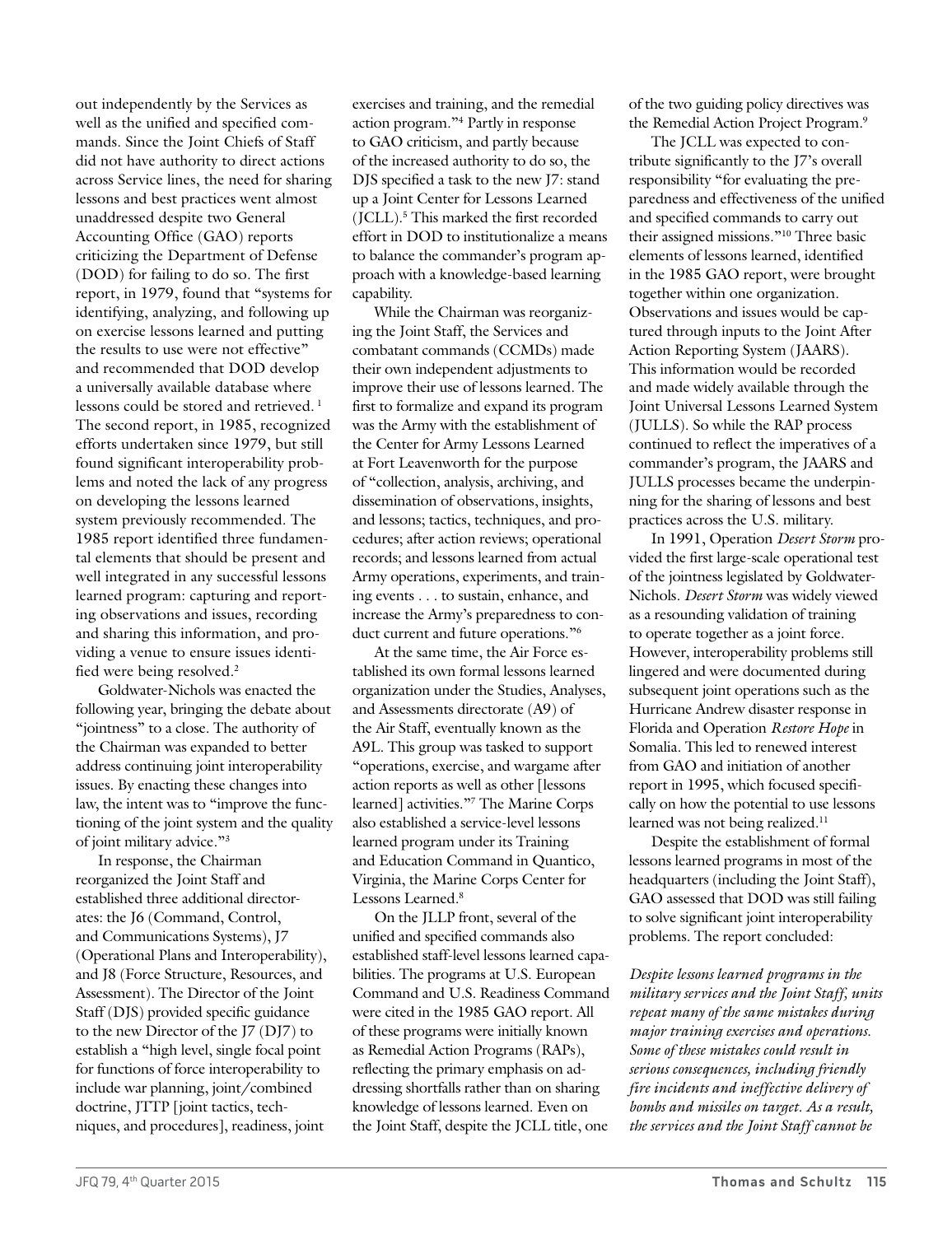out independently by the Services as well as the unified and specified commands. Since the Joint Chiefs of Staff did not have authority to direct actions across Service lines, the need for sharing lessons and best practices went almost unaddressed despite two General Accounting Office (GAO) reports criticizing the Department of Defense (DOD) for failing to do so. The first report, in 1979, found that "systems for identifying, analyzing, and following up on exercise results lessons learned and putting the results to use were not effective" and recommended that DOD develop a universally available database where lessons could be stored and retrieved.[1] The second report, in 1985, recognized efforts undertaken since 1979, but still found significant interoperability problems and noted the lack of any progress on developing the lessons learned system previously recommended. The 1985 report identified three fundamental elements that should be present and well integrated in any successful lessons learned program: capturing and reporting observations and issues, recording and sharing this information, and providing a venue to ensure issues identified were being resolved.[2]

Goldwater-Nichols was enacted the following year, bringing the debate about "jointness" to a close. The authority of the Chairman was expanded to better address continuing joint interoperability issues. By enacting these changes into law, the intent was to "improve the functioning of the joint system and the quality of joint military advice."[3]

In response, the Chairman reorganized the Joint Staff and established three additional directorates: the J6 (Command, Control, and Communications Systems), J7 (Operational Plans and Interoperability), and J8 (Force Structure, Resources, and Assessment). The Director of the Joint Staff (DJS) provided specific guidance to the new Director of the J7 (DJ7) to establish a "high level, single focal point for functions of force interoperability to include war planning, joint/combined doctrine, JTTP [joint tactics, techniques, and procedures], readiness, joint exercises and training, and the remedial action program."[4] Partly in response to GAO criticism, and partly because of the increased authority to do so, the DJS specified a task to the new J7: stand up a Joint Center for Lessons Learned (JCLL).[5] This marked the first recorded effort in DOD to institutionalize a means to balance the commander's program approach with a knowledge-based learning capability.

While the Chairman was reorganizing the Joint Staff, the Services and combatant commands (CCMDs) made their own independent adjustments to improve their use of lessons learned. The first to formalize and expand its program was the Army with the establishment of the Center for Army Lessons Learned at Fort Leavenworth for the purpose of "collection, analysis, archiving, and dissemination of observations, insights, and lessons; tactics, techniques, and procedures; after action reviews; operational records; and lessons learned from actual Army operations, experiments, and training events . . . to sustain, enhance, and increase the Army's preparedness to conduct current and future operations."[6]

At the same time, the Air Force established its own formal lessons learned organization under the Studies, Analyses, and Assessments directorate (A9) of the Air Staff, eventually known as the A9L. This group was tasked to support "operations, exercise, and wargame after action reports as well as other [lessons learned] activities."[7] The Marine Corps also established a service-level lessons learned program under its Training and Education Command in Quantico, Virginia, the Marine Corps Center for Lessons Learned.[8]

On the JLLP front, several of the unified and specified commands also established staff-level lessons learned capabilities. The programs at U.S. European Command and U.S. Readiness Command were cited in the 1985 GAO report. All of these programs were initially known as Remedial Action Programs (RAPs), reflecting the primary emphasis on addressing shortfalls rather than on sharing knowledge of lessons learned. Even on the Joint Staff, despite the JCLL title, one of the two guiding policy directives was the Remedial Action Project Program.[9]

The JCLL was expected to contribute significantly to the J7's overall responsibility "for evaluating the preparedness and effectiveness of the unified and specified commands to carry out their assigned missions."[10] Three basic elements of lessons learned, identified in the 1985 GAO report, were brought together within one organization. Observations and issues would be captured through inputs to the Joint After Action Reporting System (JAARS). This information would be recorded and made widely available through the Joint Universal Lessons Learned System (JULLS). So while the RAP process continued to reflect the imperatives of a commander's program, the JAARS and JULLS processes became the underpinning for the sharing of lessons and best practices across the U.S. military.

In 1991, Operation *Desert Storm* provided the first large-scale operational test of the jointness legislated by Goldwater-Nichols. *Desert Storm* was widely viewed as a resounding validation of training to operate together as a joint force. However, interoperability problems still lingered and were documented during subsequent joint operations such as the Hurricane Andrew disaster response in Florida and Operation *Restore Hope* in Somalia. This led to renewed interest from GAO and initiation of another report in 1995, which focused specifically on how the potential to use lessons learned was not being realized.[11]

Despite the establishment of formal lessons learned programs in most of the headquarters (including the Joint Staff), GAO assessed that DOD was still failing to solve significant joint interoperability problems. The report concluded:

*Despite lessons learned programs in the military services and the Joint Staff, units repeat many of the same mistakes during major training exercises and operations. Some of these mistakes could result in serious consequences, including friendly fire incidents and ineffective delivery of bombs and missiles on target. As a result, the services and the Joint Staff cannot be*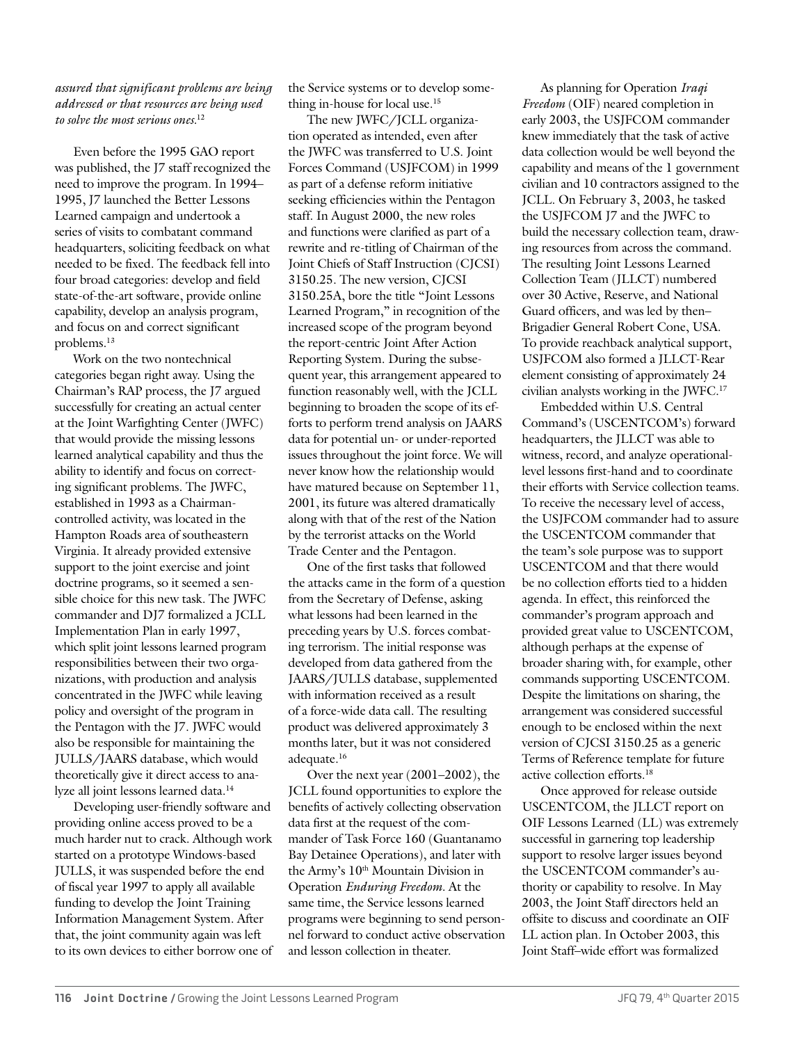*assured that significant problems are being addressed or that resources are being used to solve the most serious ones.*[12]

Even before the 1995 GAO report was published, the J7 staff recognized the need to improve the program. In 1994–1995, J7 launched the Better Lessons Learned campaign and undertook a series of visits to combatant command headquarters, soliciting feedback on what needed to be fixed. The feedback fell into four broad categories: develop and field state-of-the-art software, provide online capability, develop an analysis program, and focus on and correct significant problems.[13]

Work on the two nontechnical categories began right away. Using the Chairman's RAP process, the J7 argued successfully for creating an actual center at the Joint Warfighting Center (JWFC) that would provide the missing lessons learned analytical capability and thus the ability to identify and focus on correcting significant problems. The JWFC, established in 1993 as a Chairman-controlled activity, was located in the Hampton Roads area of southeastern Virginia. It already provided extensive support to the joint exercise and joint doctrine programs, so it seemed a sensible choice for this new task. The JWFC commander and DJ7 formalized a JCLL Implementation Plan in early 1997, which split joint lessons learned program responsibilities between their two organizations, with production and analysis concentrated in the JWFC while leaving policy and oversight of the program in the Pentagon with the J7. JWFC would also be responsible for maintaining the JULLS/JAARS database, which would theoretically give it direct access to analyze all joint lessons learned data.[14]

Developing user-friendly software and providing online access proved to be a much harder nut to crack. Although work started on a prototype Windows-based JULLS, it was suspended before the end of fiscal year 1997 to apply all available funding to develop the Joint Training Information Management System. After that, the joint community again was left to its own devices to either borrow one of the Service systems or to develop something in-house for local use.[15]

The new JWFC/JCLL organization operated as intended, even after the JWFC was transferred to U.S. Joint Forces Command (USJFCOM) in 1999 as part of a defense reform initiative seeking efficiencies within the Pentagon staff. In August 2000, the new roles and functions were clarified as part of a rewrite and re-titling of Chairman of the Joint Chiefs of Staff Instruction (CJCSI) 3150.25. The new version, CJCSI 3150.25A, bore the title "Joint Lessons Learned Program," in recognition of the increased scope of the program beyond the report-centric Joint After Action Reporting System. During the subsequent year, this arrangement appeared to function reasonably well, with the JCLL beginning to broaden the scope of its efforts to perform trend analysis on JAARS data for potential un- or under-reported issues throughout the joint force. We will never know how the relationship would have matured because on September 11, 2001, its future was altered dramatically along with that of the rest of the Nation by the terrorist attacks on the World Trade Center and the Pentagon.

One of the first tasks that followed the attacks came in the form of a question from the Secretary of Defense, asking what lessons had been learned in the preceding years by U.S. forces combating terrorism. The initial response was developed from data gathered from the JAARS/JULLS database, supplemented with information received as a result of a force-wide data call. The resulting product was delivered approximately 3 months later, but it was not considered adequate.[16]

Over the next year (2001–2002), the JCLL found opportunities to explore the benefits of actively collecting observation data first at the request of the commander of Task Force 160 (Guantanamo Bay Detainee Operations), and later with the Army's 10th Mountain Division in Operation *Enduring Freedom*. At the same time, the Service lessons learned programs were beginning to send personnel forward to conduct active observation and lesson collection in theater.

As planning for Operation *Iraqi Freedom* (OIF) neared completion in early 2003, the USJFCOM commander knew immediately that the task of active data collection would be well beyond the capability and means of the 1 government civilian and 10 contractors assigned to the JCLL. On February 3, 2003, he tasked the USJFCOM J7 and the JWFC to build the necessary collection team, drawing resources from across the command. The resulting Joint Lessons Learned Collection Team (JLLCT) numbered over 30 Active, Reserve, and National Guard officers, and was led by then–Brigadier General Robert Cone, USA. To provide reachback analytical support, USJFCOM also formed a JLLCT-Rear element consisting of approximately 24 civilian analysts working in the JWFC.[17]

Embedded within U.S. Central Command's (USCENTCOM's) forward headquarters, the JLLCT was able to witness, record, and analyze operational-level lessons first-hand and to coordinate their efforts with Service collection teams. To receive the necessary level of access, the USJFCOM commander had to assure the USCENTCOM commander that the team's sole purpose was to support USCENTCOM and that there would be no collection efforts tied to a hidden agenda. In effect, this reinforced the commander's program approach and provided great value to USCENTCOM, although perhaps at the expense of broader sharing with, for example, other commands supporting USCENTCOM. Despite the limitations on sharing, the arrangement was considered successful enough to be enclosed within the next version of CJCSI 3150.25 as a generic Terms of Reference template for future active collection efforts.[18]

Once approved for release outside USCENTCOM, the JLLCT report on OIF Lessons Learned (LL) was extremely successful in garnering top leadership support to resolve larger issues beyond the USCENTCOM commander's authority or capability to resolve. In May 2003, the Joint Staff directors held an offsite to discuss and coordinate an OIF LL action plan. In October 2003, this Joint Staff–wide effort was formalized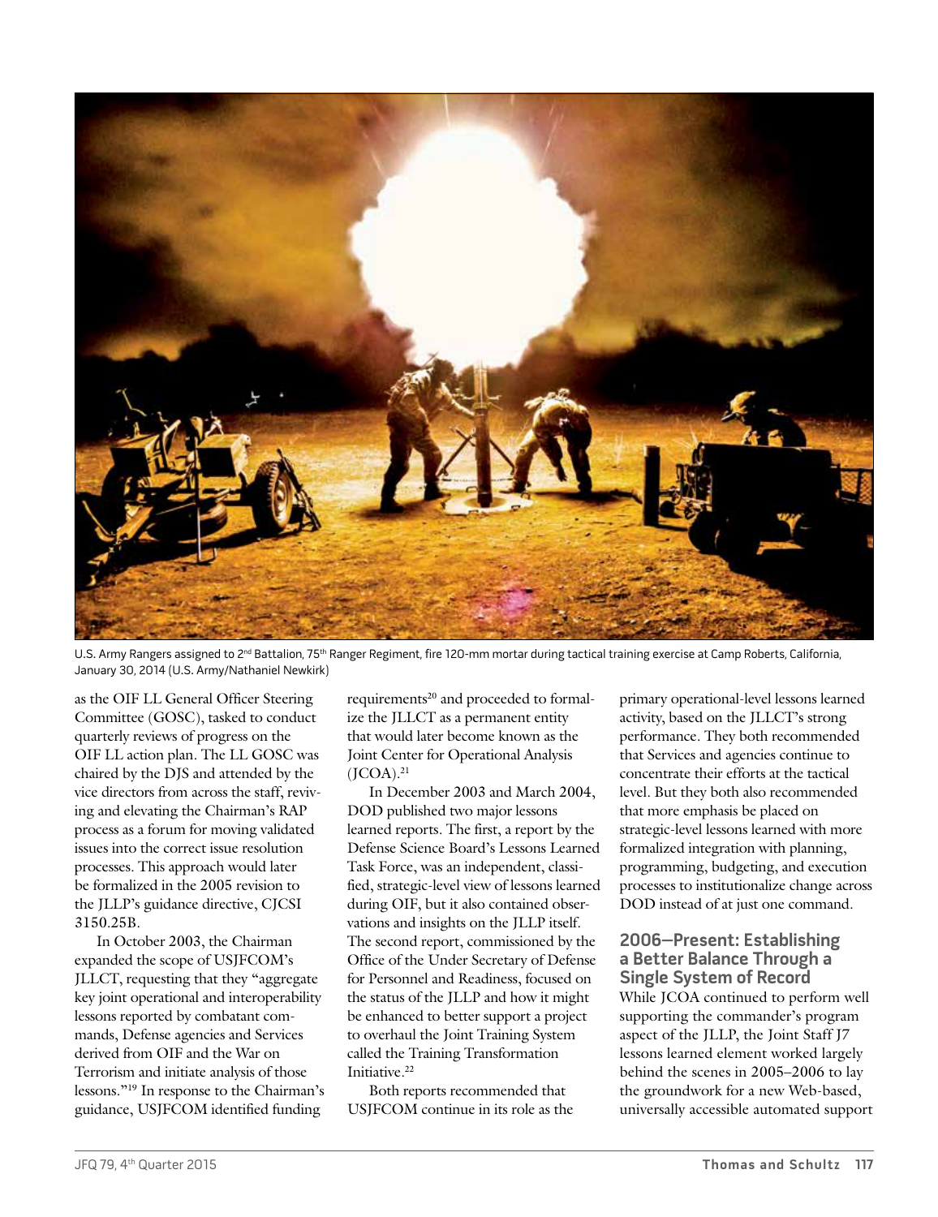U.S. Army Rangers assigned to 2nd Battalion, 75th Ranger Regiment, fire 120-mm mortar during tactical training exercise at Camp Roberts, California, January 30, 2014 (U.S. Army/Nathaniel Newkirk)

as the OIF LL General Officer Steering Committee (GOSC), tasked to conduct quarterly reviews of progress on the OIF LL action plan. The LL GOSC was chaired by the DJS and attended by the vice directors from across the staff, reviving and elevating the Chairman's RAP process as a forum for moving validated issues into the correct issue resolution processes. This approach would later be formalized in the 2005 revision to the JLLP's guidance directive, CJCSI 3150.25B.

In October 2003, the Chairman expanded the scope of USJFCOM's JLLCT, requesting that they "aggregate key joint operational and interoperability lessons reported by combatant commands, Defense agencies and Services derived from OIF and the War on Terrorism and initiate analysis of those lessons."[19] In response to the Chairman's guidance, USJFCOM identified funding requirements[20] and proceeded to formalize the JLLCT as a permanent entity that would later become known as the Joint Center for Operational Analysis (JCOA).[21]

In December 2003 and March 2004, DOD published two major lessons learned reports. The first, a report by the Defense Science Board's Lessons Learned Task Force, was an independent, classified, strategic-level view of lessons learned during OIF, but it also contained observations and insights on the JLLP itself. The second report, commissioned by the Office of the Under Secretary of Defense for Personnel and Readiness, focused on the status of the JLLP and how it might be enhanced to better support a project to overhaul the Joint Training System called the Training Transformation Initiative.[22]

Both reports recommended that USJFCOM continue in its role as the primary operational-level lessons learned activity, based on the JLLCT's strong performance. They both recommended that Services and agencies continue to concentrate their efforts at the tactical level. But they both also recommended that more emphasis be placed on strategic-level lessons learned with more formalized integration with planning, programming, budgeting, and execution processes to institutionalize change across DOD instead of at just one command.

## 2006–Present: Establishing a Better Balance Through a Single System of Record

While JCOA continued to perform well supporting the commander's program aspect of the JLLP, the Joint Staff J7 lessons learned element worked largely behind the scenes in 2005–2006 to lay the groundwork for a new Web-based, universally accessible automated support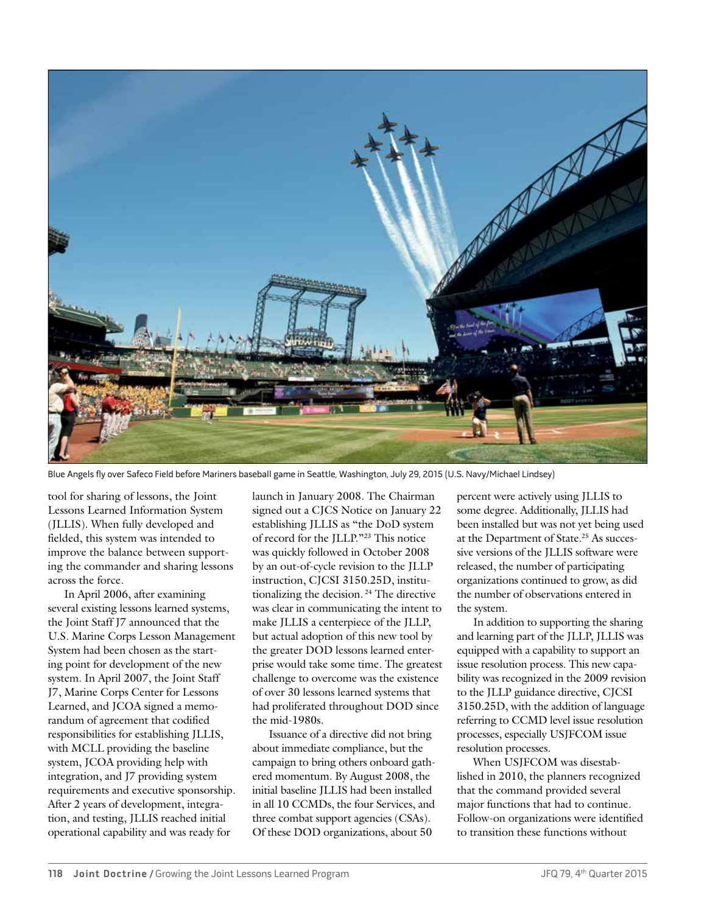Blue Angels fly over Safeco Field before Mariners baseball game in Seattle, Washington, July 29, 2015 (U.S. Navy/Michael Lindsey)

tool for sharing of lessons, the Joint Lessons Learned Information System (JLLIS). When fully developed and fielded, this system was intended to improve the balance between supporting the commander and sharing lessons across the force.

In April 2006, after examining several existing lessons learned systems, the Joint Staff J7 announced that the U.S. Marine Corps Lesson Management System had been chosen as the starting point for development of the new system. In April 2007, the Joint Staff J7, Marine Corps Center for Lessons Learned, and JCOA signed a memorandum of agreement that codified responsibilities for establishing JLLIS, with MCLL providing the baseline system, JCOA providing help with integration, and J7 providing system requirements and executive sponsorship. After 2 years of development, integration, and testing, JLLIS reached initial operational capability and was ready for launch in January 2008. The Chairman signed out a CJCS Notice on January 22 establishing JLLIS as "the DoD system of record for the JLLP."[23] This notice was quickly followed in October 2008 by an out-of-cycle revision to the JLLP instruction, CJCSI 3150.25D, institutionalizing the decision.[24] The directive was clear in communicating the intent to make JLLIS a centerpiece of the JLLP, but actual adoption of this new tool by the greater DOD lessons learned enterprise would take some time. The greatest challenge to overcome was the existence of over 30 lessons learned systems that had proliferated throughout DOD since the mid-1980s.

Issuance of a directive did not bring about immediate compliance, but the campaign to bring others onboard gathered momentum. By August 2008, the initial baseline JLLIS had been installed in all 10 CCMDs, the four Services, and three combat support agencies (CSAs). Of these DOD organizations, about 50 percent were actively using JLLIS to some degree. Additionally, JLLIS had been installed but was not yet being used at the Department of State.[25] As successive versions of the JLLIS software were released, the number of participating organizations continued to grow, as did the number of observations entered in the system.

In addition to supporting the sharing and learning part of the JLLP, JLLIS was equipped with a capability to support an issue resolution process. This new capability was recognized in the 2009 revision to the JLLP guidance directive, CJCSI 3150.25D, with the addition of language referring to CCMD level issue resolution processes, especially USJFCOM issue resolution processes.

When USJFCOM was disestablished in 2010, the planners recognized that the command provided several major functions that had to continue. Follow-on organizations were identified to transition these functions without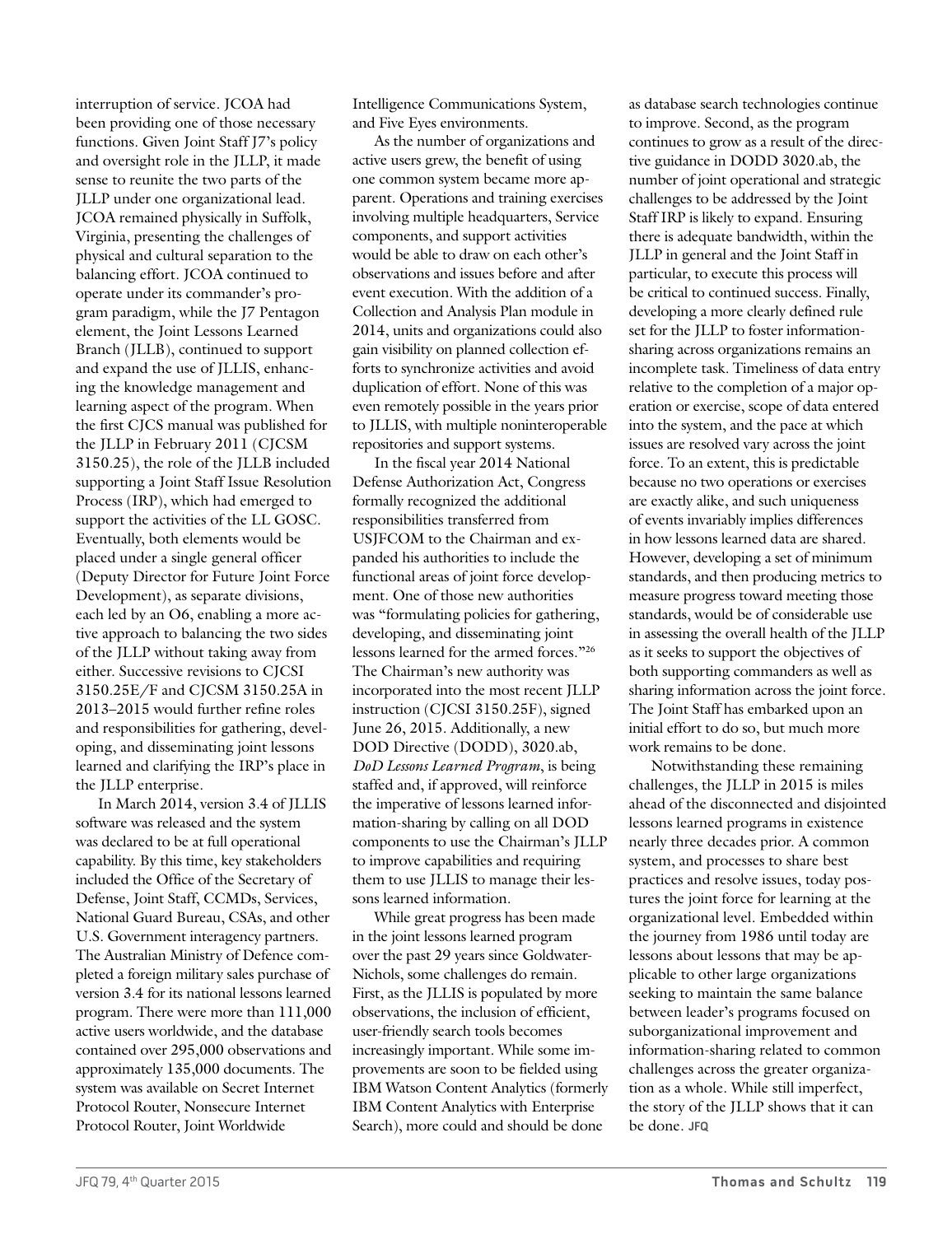interruption of service. JCOA had been providing one of those necessary functions. Given Joint Staff J7's policy and oversight role in the JLLP, it made sense to reunite the two parts of the JLLP under one organizational lead. JCOA remained physically in Suffolk, Virginia, presenting the challenges of physical and cultural separation to the balancing effort. JCOA continued to operate under its commander's program paradigm, while the J7 Pentagon element, the Joint Lessons Learned Branch (JLLB), continued to support and expand the use of JLLIS, enhancing the knowledge management and learning aspect of the program. When the first CJCS manual was published for the JLLP in February 2011 (CJCSM 3150.25), the role of the JLLB included supporting a Joint Staff Issue Resolution Process (IRP), which had emerged to support the activities of the LL GOSC. Eventually, both elements would be placed under a single general officer (Deputy Director for Future Joint Force Development), as separate divisions, each led by an O6, enabling a more active approach to balancing the two sides of the JLLP without taking away from either. Successive revisions to CJCSI 3150.25E/F and CJCSM 3150.25A in 2013–2015 would further refine roles and responsibilities for gathering, developing, and disseminating joint lessons learned and clarifying the IRP's place in the JLLP enterprise.

In March 2014, version 3.4 of JLLIS software was released and the system was declared to be at full operational capability. By this time, key stakeholders included the Office of the Secretary of Defense, Joint Staff, CCMDs, Services, National Guard Bureau, CSAs, and other U.S. Government interagency partners. The Australian Ministry of Defence completed a foreign military sales purchase of version 3.4 for its national lessons learned program. There were more than 111,000 active users worldwide, and the database contained over 295,000 observations and approximately 135,000 documents. The system was available on Secret Internet Protocol Router, Nonsecure Internet Protocol Router, Joint Worldwide Intelligence Communications System, and Five Eyes environments.

As the number of organizations and active users grew, the benefit of using one common system became more apparent. Operations and training exercises involving multiple headquarters, Service components, and support activities would be able to draw on each other's observations and issues before and after event execution. With the addition of a Collection and Analysis Plan module in 2014, units and organizations could also gain visibility on planned collection efforts to synchronize activities and avoid duplication of effort. None of this was even remotely possible in the years prior to JLLIS, with multiple noninteroperable repositories and support systems.

In the fiscal year 2014 National Defense Authorization Act, Congress formally recognized the additional responsibilities transferred from USJFCOM to the Chairman and expanded his authorities to include the functional areas of joint force development. One of those new authorities was "formulating policies for gathering, developing, and disseminating joint lessons learned for the armed forces."[26] The Chairman's new authority was incorporated into the most recent JLLP instruction (CJCSI 3150.25F), signed June 26, 2015. Additionally, a new DOD Directive (DODD), 3020.ab, *DoD Lessons Learned Program*, is being staffed and, if approved, will reinforce the imperative of lessons learned information-sharing by calling on all DOD components to use the Chairman's JLLP to improve capabilities and requiring them to use JLLIS to manage their lessons learned information.

While great progress has been made in the joint lessons learned program over the past 29 years since Goldwater-Nichols, some challenges do remain. First, as the JLLIS is populated by more observations, the inclusion of efficient, user-friendly search tools becomes increasingly important. While some improvements are soon to be fielded using IBM Watson Content Analytics (formerly IBM Content Analytics with Enterprise Search), more could and should be done as database search technologies continue to improve. Second, as the program continues to grow as a result of the directive guidance in DODD 3020.ab, the number of joint operational and strategic challenges to be addressed by the Joint Staff IRP is likely to expand. Ensuring there is adequate bandwidth, within the JLLP in general and the Joint Staff in particular, to execute this process will be critical to continued success. Finally, developing a more clearly defined rule set for the JLLP to foster information-sharing across organizations remains an incomplete task. Timeliness of data entry relative to the completion of a major operation or exercise, scope of data entered into the system, and the pace at which issues are resolved vary across the joint force. To an extent, this is predictable because no two operations or exercises are exactly alike, and such uniqueness of events invariably implies differences in how lessons learned data are shared. However, developing a set of minimum standards, and then producing metrics to measure progress toward meeting those standards, would be of considerable use in assessing the overall health of the JLLP as it seeks to support the objectives of both supporting commanders as well as sharing information across the joint force. The Joint Staff has embarked upon an initial effort to do so, but much more work remains to be done.

Notwithstanding these remaining challenges, the JLLP in 2015 is miles ahead of the disconnected and disjointed lessons learned programs in existence nearly three decades prior. A common system, and processes to share best practices and resolve issues, today postures the joint force for learning at the organizational level. Embedded within the journey from 1986 until today are lessons about lessons that may be applicable to other large organizations seeking to maintain the same balance between leader's programs focused on suborganizational improvement and information-sharing related to common challenges across the greater organization as a whole. While still imperfect, the story of the JLLP shows that it can be done. **JFQ**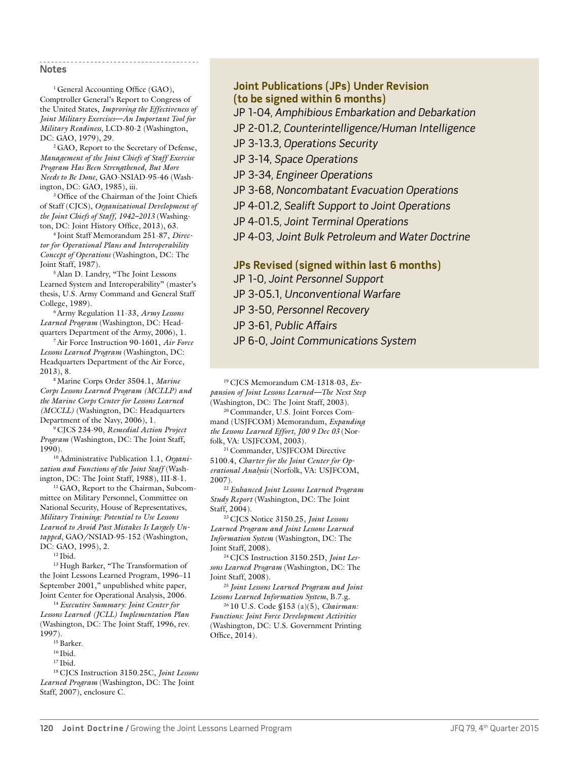## Notes

[1] General Accounting Office (GAO), Comptroller General's Report to Congress of the United States, *Improving the Effectiveness of Joint Military Exercises—An Important Tool for Military Readiness*, LCD-80-2 (Washington, DC: GAO, 1979), 29.

[2] GAO, Report to the Secretary of Defense, *Management of the Joint Chiefs of Staff Exercise Program Has Been Strengthened, But More Needs to Be Done*, GAO-NSIAD-95-46 (Washington, DC: GAO, 1985), iii.

[3] Office of the Chairman of the Joint Chiefs of Staff (CJCS), *Organizational Development of the Joint Chiefs of Staff, 1942–2013* (Washington, DC: Joint History Office, 2013), 63.

[4] Joint Staff Memorandum 251-87, *Director for Operational Plans and Interoperability Concept of Operations* (Washington, DC: The Joint Staff, 1987).

[5] Alan D. Landry, "The Joint Lessons Learned System and Interoperability" (master's thesis, U.S. Army Command and General Staff College, 1989).

[6] Army Regulation 11-33, *Army Lessons Learned Program* (Washington, DC: Headquarters Department of the Army, 2006), 1.

[7] Air Force Instruction 90-1601, *Air Force Lessons Learned Program* (Washington, DC: Headquarters Department of the Air Force, 2013), 8.

[8] Marine Corps Order 3504.1, *Marine Corps Lessons Learned Program (MCLLP) and the Marine Corps Center for Lessons Learned (MCCLL)* (Washington, DC: Headquarters Department of the Navy, 2006), 1.

[9] CJCS 234-90, *Remedial Action Project Program* (Washington, DC: The Joint Staff, 1990).

[10] Administrative Publication 1.1, *Organization and Functions of the Joint Staff* (Washington, DC: The Joint Staff, 1988), III-8-1.

[11] GAO, Report to the Chairman, Subcommittee on Military Personnel, Committee on National Security, House of Representatives, *Military Training: Potential to Use Lessons Learned to Avoid Past Mistakes Is Largely Untapped*, GAO/NSIAD-95-152 (Washington, DC: GAO, 1995), 2.

[12] Ibid.

[13] Hugh Barker, "The Transformation of the Joint Lessons Learned Program, 1996–11 September 2001," unpublished white paper, Joint Center for Operational Analysis, 2006.

[14] *Executive Summary: Joint Center for Lessons Learned (JCLL) Implementation Plan* (Washington, DC: The Joint Staff, 1996, rev. 1997).

[15] Barker.

[16] Ibid.

[17] Ibid.

[18] CJCS Instruction 3150.25C, *Joint Lessons Learned Program* (Washington, DC: The Joint Staff, 2007), enclosure C.

[19] CJCS Memorandum CM-1318-03, *Expansion of Joint Lessons Learned—The Next Step* (Washington, DC: The Joint Staff, 2003).

[20] Commander, U.S. Joint Forces Command (USJFCOM) Memorandum, *Expanding the Lessons Learned Effort, J00 9 Dec 03* (Norfolk, VA: USJFCOM, 2003).

[21] Commander, USJFCOM Directive 5100.4, *Charter for the Joint Center for Operational Analysis* (Norfolk, VA: USJFCOM, 2007).

[22] *Enhanced Joint Lessons Learned Program Study Report* (Washington, DC: The Joint Staff, 2004).

[23] CJCS Notice 3150.25, *Joint Lessons Learned Program and Joint Lessons Learned Information System* (Washington, DC: The Joint Staff, 2008).

[24] CJCS Instruction 3150.25D, *Joint Lessons Learned Program* (Washington, DC: The Joint Staff, 2008).

[25] *Joint Lessons Learned Program and Joint Lessons Learned Information System*, B.7.g.

[26] 10 U.S. Code §153 (a)(5), *Chairman: Functions: Joint Force Development Activities* (Washington, DC: U.S. Government Printing Office, 2014).

### Joint Publications (JPs) Under Revision (to be signed within 6 months)

JP 1-04, *Amphibious Embarkation and Debarkation*

JP 2-01.2, *Counterintelligence/Human Intelligence*

JP 3-13.3, *Operations Security*

JP 3-14, *Space Operations*

JP 3-34, *Engineer Operations*

JP 3-68, *Noncombatant Evacuation Operations*

JP 4-01.2, *Sealift Support to Joint Operations*

JP 4-01.5, *Joint Terminal Operations*

JP 4-03, *Joint Bulk Petroleum and Water Doctrine*

### JPs Revised (signed within last 6 months)

JP 1-0, *Joint Personnel Support*

JP 3-05.1, *Unconventional Warfare*

JP 3-50, *Personnel Recovery*

JP 3-61, *Public Affairs*

JP 6-0, *Joint Communications System*